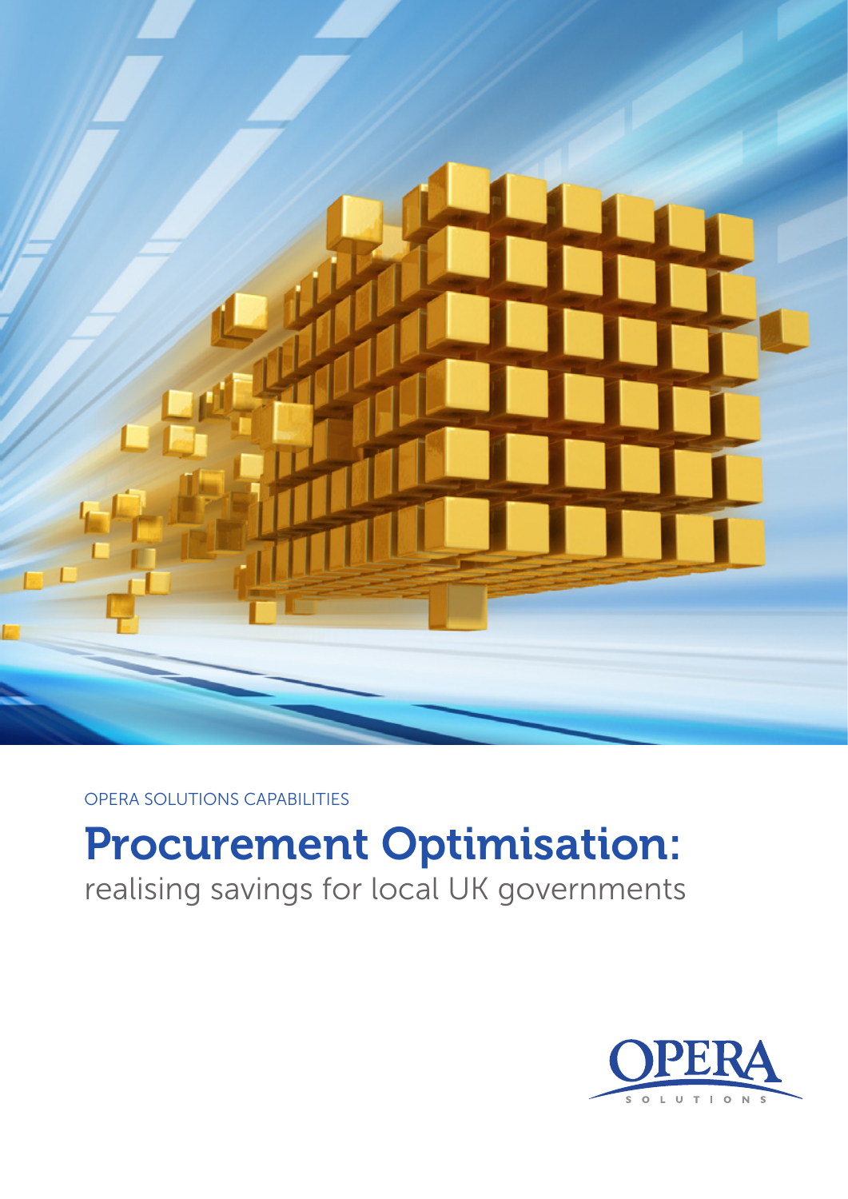OPERA SOLUTIONS CAPABILITIES

# Procurement Optimisation:

realising savings for local UK governments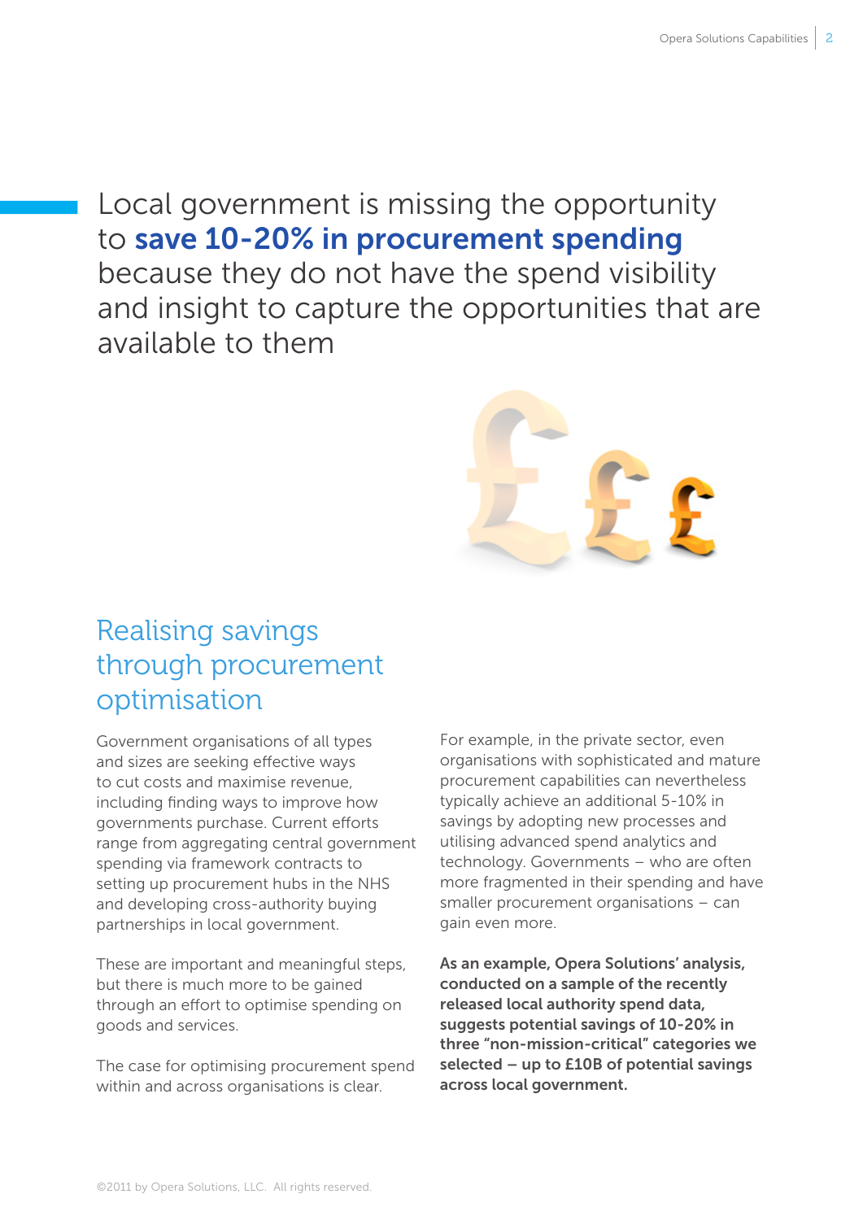# Local government is missing the opportunity to **save 10-20% in procurement spending** because they do not have the spend visibility and insight to capture the opportunities that are available to them

## Realising savings through procurement optimisation

Government organisations of all types and sizes are seeking effective ways to cut costs and maximise revenue, including finding ways to improve how governments purchase. Current efforts range from aggregating central government spending via framework contracts to setting up procurement hubs in the NHS and developing cross-authority buying partnerships in local government.

These are important and meaningful steps, but there is much more to be gained through an effort to optimise spending on goods and services.

The case for optimising procurement spend within and across organisations is clear.

For example, in the private sector, even organisations with sophisticated and mature procurement capabilities can nevertheless typically achieve an additional 5-10% in savings by adopting new processes and utilising advanced spend analytics and technology. Governments – who are often more fragmented in their spending and have smaller procurement organisations – can gain even more.

**As an example, Opera Solutions' analysis, conducted on a sample of the recently released local authority spend data, suggests potential savings of 10-20% in three "non-mission-critical" categories we selected – up to £10B of potential savings across local government.**

©2011 by Opera Solutions, LLC. All rights reserved.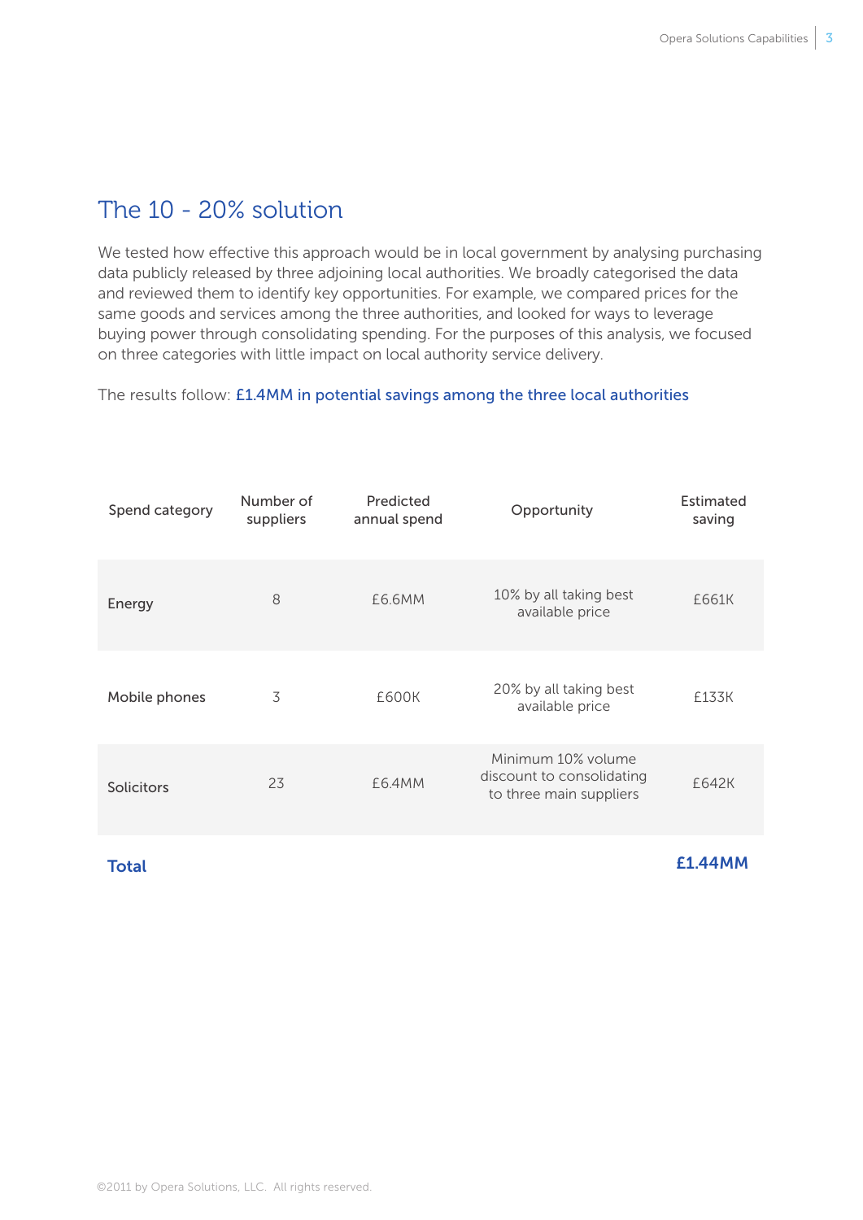## The 10 - 20% solution

We tested how effective this approach would be in local government by analysing purchasing data publicly released by three adjoining local authorities. We broadly categorised the data and reviewed them to identify key opportunities. For example, we compared prices for the same goods and services among the three authorities, and looked for ways to leverage buying power through consolidating spending. For the purposes of this analysis, we focused on three categories with little impact on local authority service delivery.

The results follow: **£1.4MM in potential savings among the three local authorities**

| Spend category | Number of suppliers | Predicted annual spend | Opportunity | Estimated saving |
|---|---|---|---|---|
| Energy | 8 | £6.6MM | 10% by all taking best available price | £661K |
| Mobile phones | 3 | £600K | 20% by all taking best available price | £133K |
| Solicitors | 23 | £6.4MM | Minimum 10% volume discount to consolidating to three main suppliers | £642K |
| **Total** | | | | **£1.44MM** |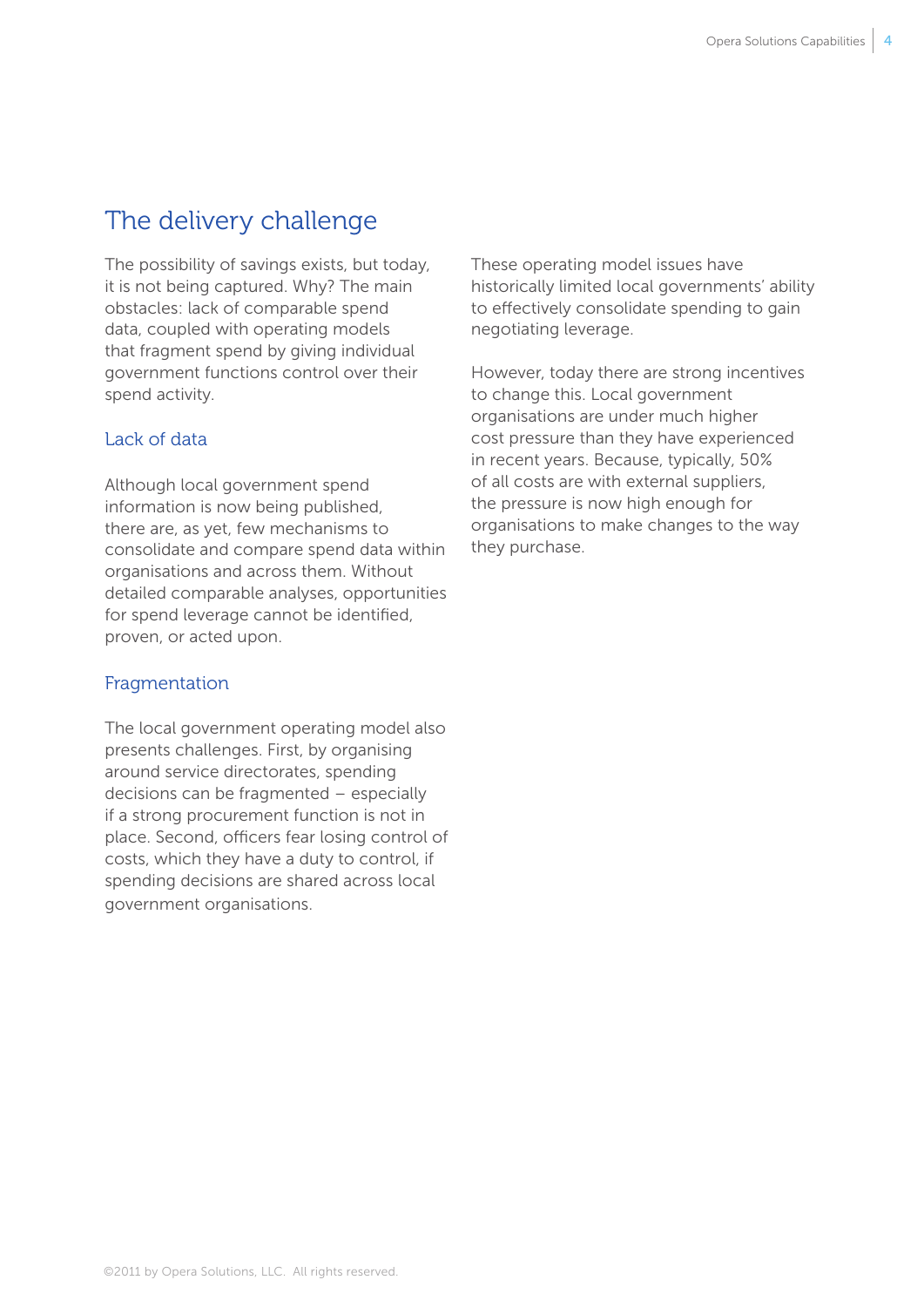## The delivery challenge

The possibility of savings exists, but today, it is not being captured. Why? The main obstacles: lack of comparable spend data, coupled with operating models that fragment spend by giving individual government functions control over their spend activity.

### Lack of data

Although local government spend information is now being published, there are, as yet, few mechanisms to consolidate and compare spend data within organisations and across them. Without detailed comparable analyses, opportunities for spend leverage cannot be identified, proven, or acted upon.

### Fragmentation

The local government operating model also presents challenges. First, by organising around service directorates, spending decisions can be fragmented – especially if a strong procurement function is not in place. Second, officers fear losing control of costs, which they have a duty to control, if spending decisions are shared across local government organisations.

These operating model issues have historically limited local governments' ability to effectively consolidate spending to gain negotiating leverage.

However, today there are strong incentives to change this. Local government organisations are under much higher cost pressure than they have experienced in recent years. Because, typically, 50% of all costs are with external suppliers, the pressure is now high enough for organisations to make changes to the way they purchase.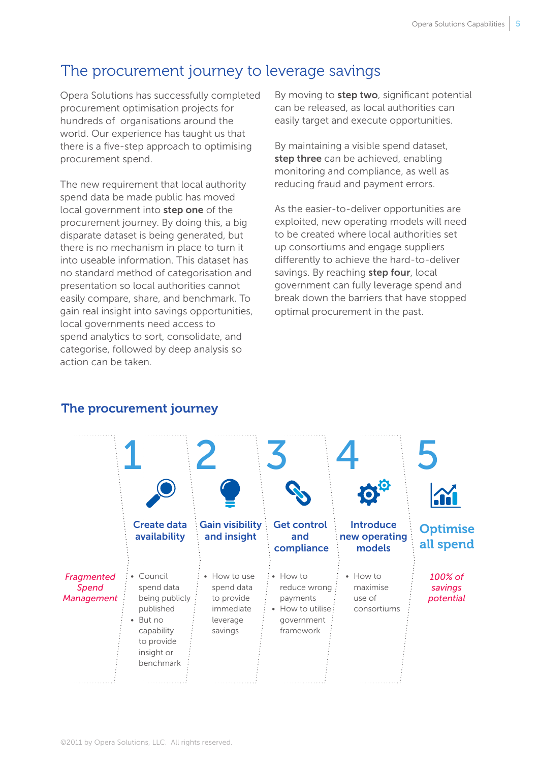# The procurement journey to leverage savings

Opera Solutions has successfully completed procurement optimisation projects for hundreds of organisations around the world. Our experience has taught us that there is a five-step approach to optimising procurement spend.

The new requirement that local authority spend data be made public has moved local government into **step one** of the procurement journey. By doing this, a big disparate dataset is being generated, but there is no mechanism in place to turn it into useable information. This dataset has no standard method of categorisation and presentation so local authorities cannot easily compare, share, and benchmark. To gain real insight into savings opportunities, local governments need access to spend analytics to sort, consolidate, and categorise, followed by deep analysis so action can be taken.

By moving to **step two**, significant potential can be released, as local authorities can easily target and execute opportunities.

By maintaining a visible spend dataset, **step three** can be achieved, enabling monitoring and compliance, as well as reducing fraud and payment errors.

As the easier-to-deliver opportunities are exploited, new operating models will need to be created where local authorities set up consortiums and engage suppliers differently to achieve the hard-to-deliver savings. By reaching **step four**, local government can fully leverage spend and break down the barriers that have stopped optimal procurement in the past.

## The procurement journey

*Fragmented Spend Management*

**1 – Create data availability**
- Council spend data being publicly published
- But no capability to provide insight or benchmark

**2 – Gain visibility and insight**
- How to use spend data to provide immediate leverage savings

**3 – Get control and compliance**
- How to reduce wrong payments
- How to utilise government framework

**4 – Introduce new operating models**
- How to maximise use of consortiums

**5 – Optimise all spend**

*100% of savings potential*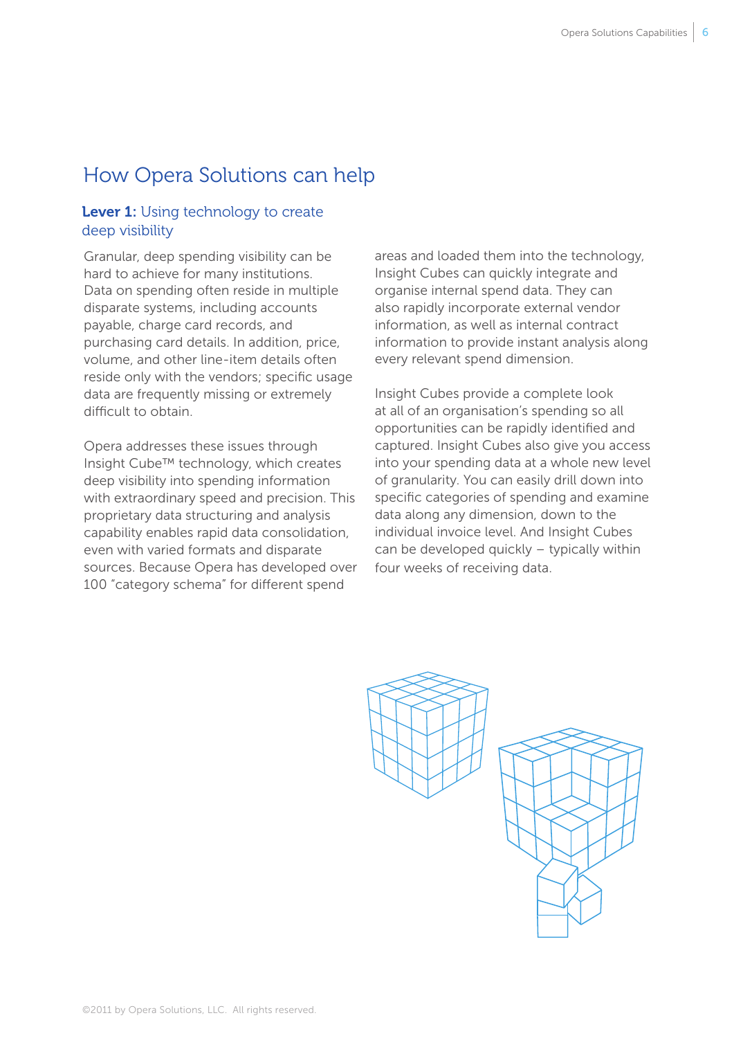## How Opera Solutions can help

### **Lever 1:** Using technology to create deep visibility

Granular, deep spending visibility can be hard to achieve for many institutions. Data on spending often reside in multiple disparate systems, including accounts payable, charge card records, and purchasing card details. In addition, price, volume, and other line-item details often reside only with the vendors; specific usage data are frequently missing or extremely difficult to obtain.

Opera addresses these issues through Insight Cube™ technology, which creates deep visibility into spending information with extraordinary speed and precision. This proprietary data structuring and analysis capability enables rapid data consolidation, even with varied formats and disparate sources. Because Opera has developed over 100 "category schema" for different spend areas and loaded them into the technology, Insight Cubes can quickly integrate and organise internal spend data. They can also rapidly incorporate external vendor information, as well as internal contract information to provide instant analysis along every relevant spend dimension.

Insight Cubes provide a complete look at all of an organisation's spending so all opportunities can be rapidly identified and captured. Insight Cubes also give you access into your spending data at a whole new level of granularity. You can easily drill down into specific categories of spending and examine data along any dimension, down to the individual invoice level. And Insight Cubes can be developed quickly – typically within four weeks of receiving data.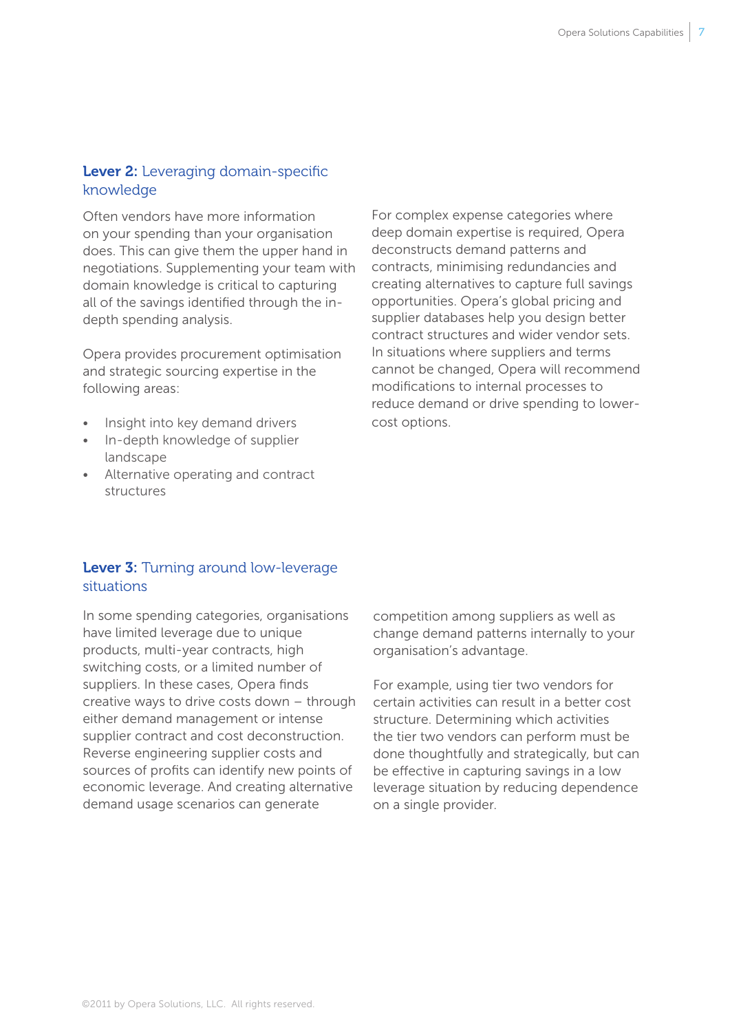### **Lever 2:** Leveraging domain-specific knowledge

Often vendors have more information on your spending than your organisation does. This can give them the upper hand in negotiations. Supplementing your team with domain knowledge is critical to capturing all of the savings identified through the in-depth spending analysis.

Opera provides procurement optimisation and strategic sourcing expertise in the following areas:

- Insight into key demand drivers
- In-depth knowledge of supplier landscape
- Alternative operating and contract structures

For complex expense categories where deep domain expertise is required, Opera deconstructs demand patterns and contracts, minimising redundancies and creating alternatives to capture full savings opportunities. Opera's global pricing and supplier databases help you design better contract structures and wider vendor sets. In situations where suppliers and terms cannot be changed, Opera will recommend modifications to internal processes to reduce demand or drive spending to lower-cost options.

### **Lever 3:** Turning around low-leverage situations

In some spending categories, organisations have limited leverage due to unique products, multi-year contracts, high switching costs, or a limited number of suppliers. In these cases, Opera finds creative ways to drive costs down – through either demand management or intense supplier contract and cost deconstruction. Reverse engineering supplier costs and sources of profits can identify new points of economic leverage. And creating alternative demand usage scenarios can generate competition among suppliers as well as change demand patterns internally to your organisation's advantage.

For example, using tier two vendors for certain activities can result in a better cost structure. Determining which activities the tier two vendors can perform must be done thoughtfully and strategically, but can be effective in capturing savings in a low leverage situation by reducing dependence on a single provider.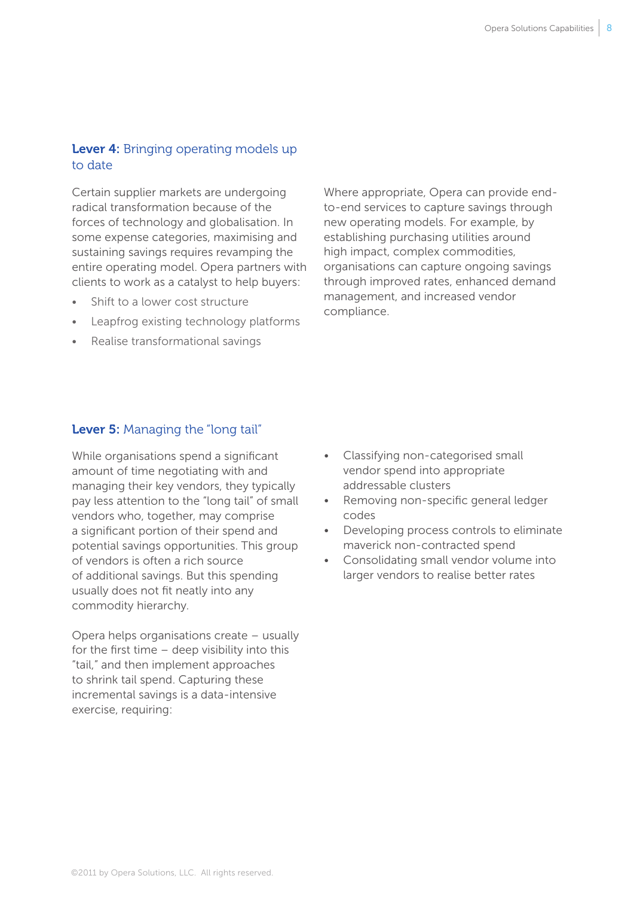### **Lever 4:** Bringing operating models up to date

Certain supplier markets are undergoing radical transformation because of the forces of technology and globalisation. In some expense categories, maximising and sustaining savings requires revamping the entire operating model. Opera partners with clients to work as a catalyst to help buyers:

- Shift to a lower cost structure
- Leapfrog existing technology platforms
- Realise transformational savings

Where appropriate, Opera can provide end-to-end services to capture savings through new operating models. For example, by establishing purchasing utilities around high impact, complex commodities, organisations can capture ongoing savings through improved rates, enhanced demand management, and increased vendor compliance.

### **Lever 5:** Managing the "long tail"

While organisations spend a significant amount of time negotiating with and managing their key vendors, they typically pay less attention to the "long tail" of small vendors who, together, may comprise a significant portion of their spend and potential savings opportunities. This group of vendors is often a rich source of additional savings. But this spending usually does not fit neatly into any commodity hierarchy.

Opera helps organisations create – usually for the first time – deep visibility into this "tail," and then implement approaches to shrink tail spend. Capturing these incremental savings is a data-intensive exercise, requiring:

- Classifying non-categorised small vendor spend into appropriate addressable clusters
- Removing non-specific general ledger codes
- Developing process controls to eliminate maverick non-contracted spend
- Consolidating small vendor volume into larger vendors to realise better rates

©2011 by Opera Solutions, LLC. All rights reserved.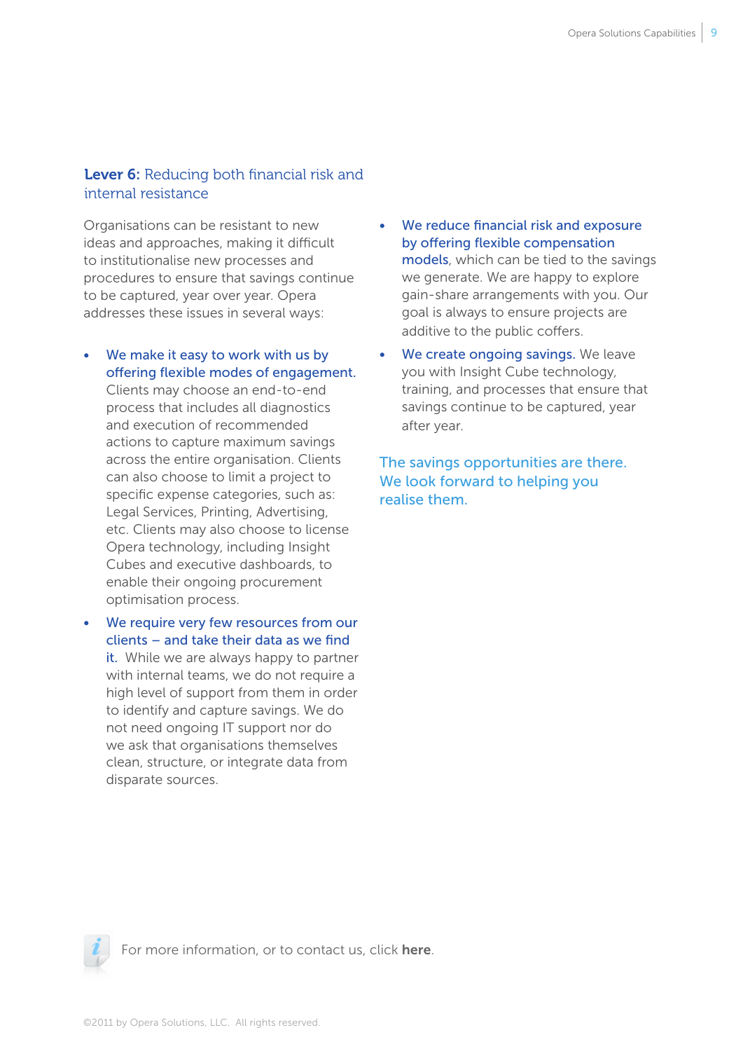## **Lever 6:** Reducing both financial risk and internal resistance

Organisations can be resistant to new ideas and approaches, making it difficult to institutionalise new processes and procedures to ensure that savings continue to be captured, year over year. Opera addresses these issues in several ways:

- **We make it easy to work with us by offering flexible modes of engagement.** Clients may choose an end-to-end process that includes all diagnostics and execution of recommended actions to capture maximum savings across the entire organisation. Clients can also choose to limit a project to specific expense categories, such as: Legal Services, Printing, Advertising, etc. Clients may also choose to license Opera technology, including Insight Cubes and executive dashboards, to enable their ongoing procurement optimisation process.
- **We require very few resources from our clients – and take their data as we find it.** While we are always happy to partner with internal teams, we do not require a high level of support from them in order to identify and capture savings. We do not need ongoing IT support nor do we ask that organisations themselves clean, structure, or integrate data from disparate sources.
- **We reduce financial risk and exposure by offering flexible compensation models**, which can be tied to the savings we generate. We are happy to explore gain-share arrangements with you. Our goal is always to ensure projects are additive to the public coffers.
- **We create ongoing savings.** We leave you with Insight Cube technology, training, and processes that ensure that savings continue to be captured, year after year.

The savings opportunities are there. We look forward to helping you realise them.

For more information, or to contact us, click **here**.

©2011 by Opera Solutions, LLC. All rights reserved.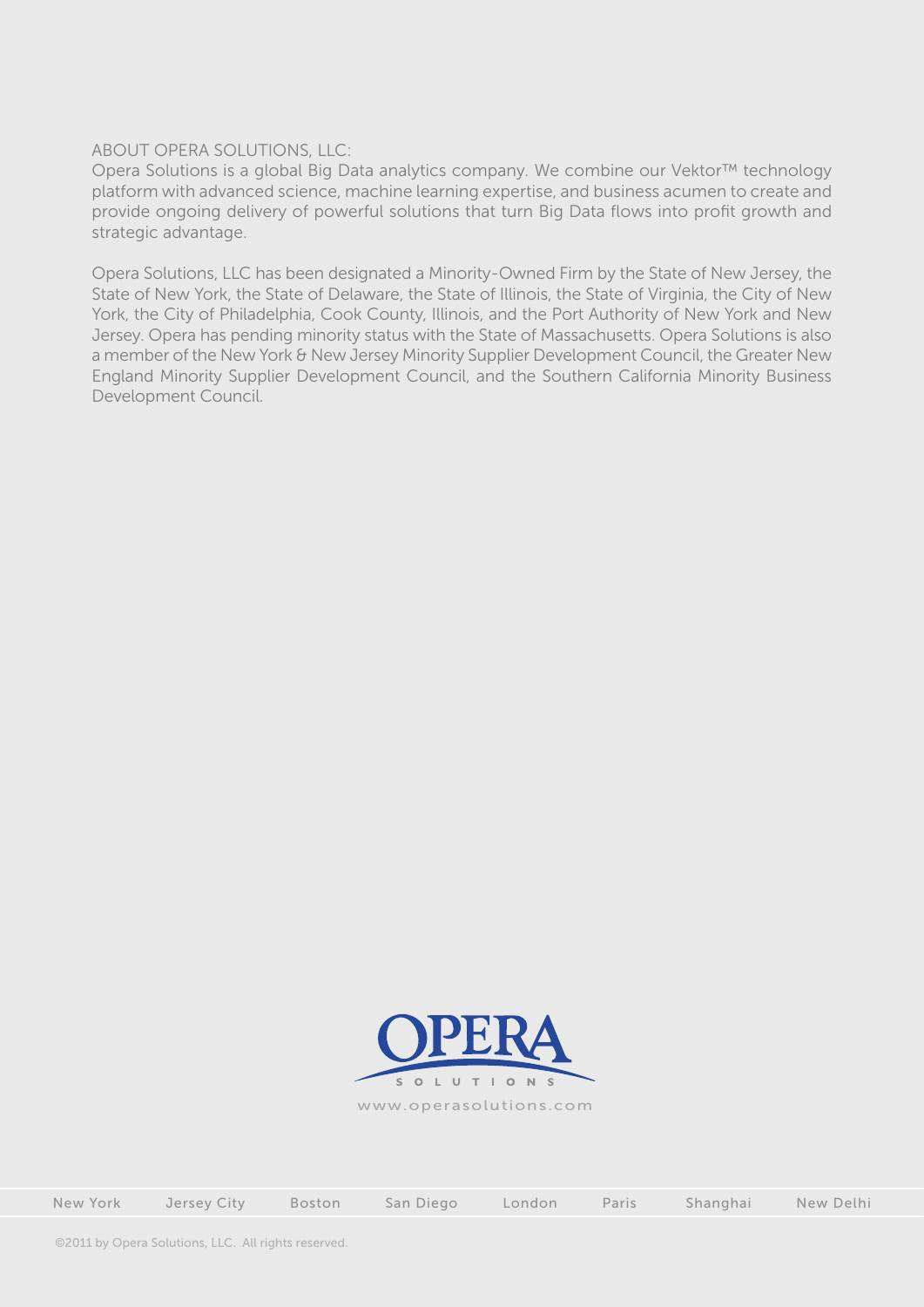ABOUT OPERA SOLUTIONS, LLC:

Opera Solutions is a global Big Data analytics company. We combine our Vektor™ technology platform with advanced science, machine learning expertise, and business acumen to create and provide ongoing delivery of powerful solutions that turn Big Data flows into profit growth and strategic advantage.

Opera Solutions, LLC has been designated a Minority-Owned Firm by the State of New Jersey, the State of New York, the State of Delaware, the State of Illinois, the State of Virginia, the City of New York, the City of Philadelphia, Cook County, Illinois, and the Port Authority of New York and New Jersey. Opera has pending minority status with the State of Massachusetts. Opera Solutions is also a member of the New York & New Jersey Minority Supplier Development Council, the Greater New England Minority Supplier Development Council, and the Southern California Minority Business Development Council.

OPERA
SOLUTIONS

www.operasolutions.com

New York Jersey City Boston San Diego London Paris Shanghai New Delhi

©2011 by Opera Solutions, LLC. All rights reserved.